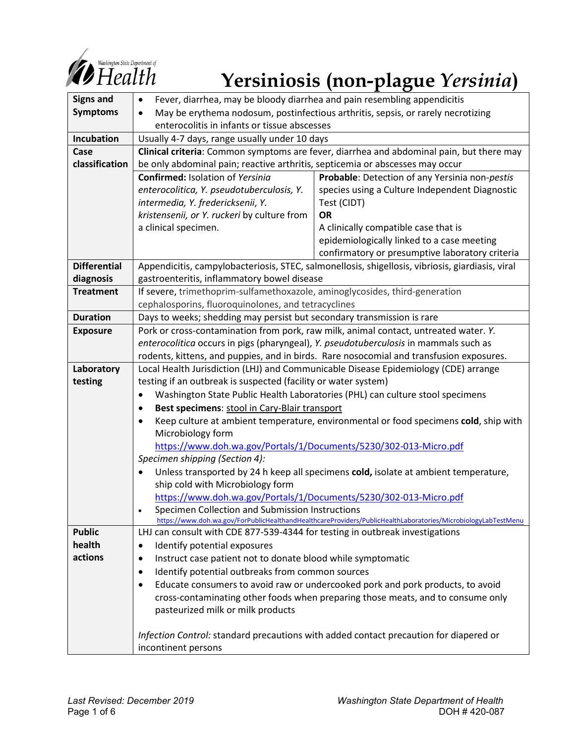# Yersiniosis (non-plague *Yersinia*)

| | | |
|---|---|---|
| **Signs and Symptoms** | • Fever, diarrhea, may be bloody diarrhea and pain resembling appendicitis<br>• May be erythema nodosum, postinfectious arthritis, sepsis, or rarely necrotizing enterocolitis in infants or tissue abscesses | |
| **Incubation** | Usually 4-7 days, range usually under 10 days | |
| **Case classification** | **Clinical criteria**: Common symptoms are fever, diarrhea and abdominal pain, but there may be only abdominal pain; reactive arthritis, septicemia or abscesses may occur | |
| | **Confirmed:** Isolation of *Yersinia enterocolitica, Y. pseudotuberculosis, Y. intermedia, Y. fredericksenii, Y. kristensenii, or Y. ruckeri* by culture from a clinical specimen. | **Probable**: Detection of any Yersinia non-*pestis* species using a Culture Independent Diagnostic Test (CIDT)<br>**OR**<br>A clinically compatible case that is epidemiologically linked to a case meeting confirmatory or presumptive laboratory criteria |
| **Differential diagnosis** | Appendicitis, campylobacteriosis, STEC, salmonellosis, shigellosis, vibriosis, giardiasis, viral gastroenteritis, inflammatory bowel disease | |
| **Treatment** | If severe, trimethoprim-sulfamethoxazole, aminoglycosides, third-generation cephalosporins, fluoroquinolones, and tetracyclines | |
| **Duration** | Days to weeks; shedding may persist but secondary transmission is rare | |
| **Exposure** | Pork or cross-contamination from pork, raw milk, animal contact, untreated water. *Y. enterocolitica* occurs in pigs (pharyngeal), *Y. pseudotuberculosis* in mammals such as rodents, kittens, and puppies, and in birds. Rare nosocomial and transfusion exposures. | |
| **Laboratory testing** | Local Health Jurisdiction (LHJ) and Communicable Disease Epidemiology (CDE) arrange testing if an outbreak is suspected (facility or water system)<br>• Washington State Public Health Laboratories (PHL) can culture stool specimens<br>• **Best specimens**: stool in Cary-Blair transport<br>• Keep culture at ambient temperature, environmental or food specimens **cold**, ship with Microbiology form https://www.doh.wa.gov/Portals/1/Documents/5230/302-013-Micro.pdf<br>*Specimen shipping (Section 4):*<br>• Unless transported by 24 h keep all specimens **cold,** isolate at ambient temperature, ship cold with Microbiology form https://www.doh.wa.gov/Portals/1/Documents/5230/302-013-Micro.pdf<br>• Specimen Collection and Submission Instructions https://www.doh.wa.gov/ForPublicHealthandHealthcareProviders/PublicHealthLaboratories/MicrobiologyLabTestMenu | |
| **Public health actions** | LHJ can consult with CDE 877-539-4344 for testing in outbreak investigations<br>• Identify potential exposures<br>• Instruct case patient not to donate blood while symptomatic<br>• Identify potential outbreaks from common sources<br>• Educate consumers to avoid raw or undercooked pork and pork products, to avoid cross-contaminating other foods when preparing those meats, and to consume only pasteurized milk or milk products<br><br>*Infection Control:* standard precautions with added contact precaution for diapered or incontinent persons | |

*Last Revised: December 2019* Washington State Department of Health DOH # 420-087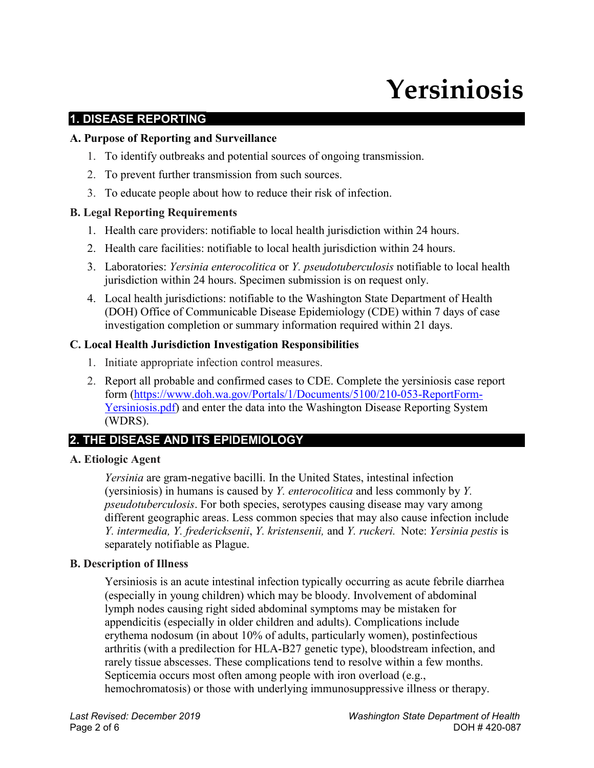# Yersiniosis

## 1. DISEASE REPORTING

### A. Purpose of Reporting and Surveillance

1. To identify outbreaks and potential sources of ongoing transmission.
2. To prevent further transmission from such sources.
3. To educate people about how to reduce their risk of infection.

### B. Legal Reporting Requirements

1. Health care providers: notifiable to local health jurisdiction within 24 hours.
2. Health care facilities: notifiable to local health jurisdiction within 24 hours.
3. Laboratories: *Yersinia enterocolitica* or *Y. pseudotuberculosis* notifiable to local health jurisdiction within 24 hours. Specimen submission is on request only.
4. Local health jurisdictions: notifiable to the Washington State Department of Health (DOH) Office of Communicable Disease Epidemiology (CDE) within 7 days of case investigation completion or summary information required within 21 days.

### C. Local Health Jurisdiction Investigation Responsibilities

1. Initiate appropriate infection control measures.
2. Report all probable and confirmed cases to CDE. Complete the yersiniosis case report form ([https://www.doh.wa.gov/Portals/1/Documents/5100/210-053-ReportForm-Yersiniosis.pdf](https://www.doh.wa.gov/Portals/1/Documents/5100/210-053-ReportForm-Yersiniosis.pdf)) and enter the data into the Washington Disease Reporting System (WDRS).

## 2. THE DISEASE AND ITS EPIDEMIOLOGY

### A. Etiologic Agent

*Yersinia* are gram-negative bacilli. In the United States, intestinal infection (yersiniosis) in humans is caused by *Y. enterocolitica* and less commonly by *Y. pseudotuberculosis*. For both species, serotypes causing disease may vary among different geographic areas. Less common species that may also cause infection include *Y. intermedia, Y. fredericksenii*, *Y. kristensenii,* and *Y. ruckeri.* Note: *Yersinia pestis* is separately notifiable as Plague.

### B. Description of Illness

Yersiniosis is an acute intestinal infection typically occurring as acute febrile diarrhea (especially in young children) which may be bloody. Involvement of abdominal lymph nodes causing right sided abdominal symptoms may be mistaken for appendicitis (especially in older children and adults). Complications include erythema nodosum (in about 10% of adults, particularly women), postinfectious arthritis (with a predilection for HLA-B27 genetic type), bloodstream infection, and rarely tissue abscesses. These complications tend to resolve within a few months. Septicemia occurs most often among people with iron overload (e.g., hemochromatosis) or those with underlying immunosuppressive illness or therapy.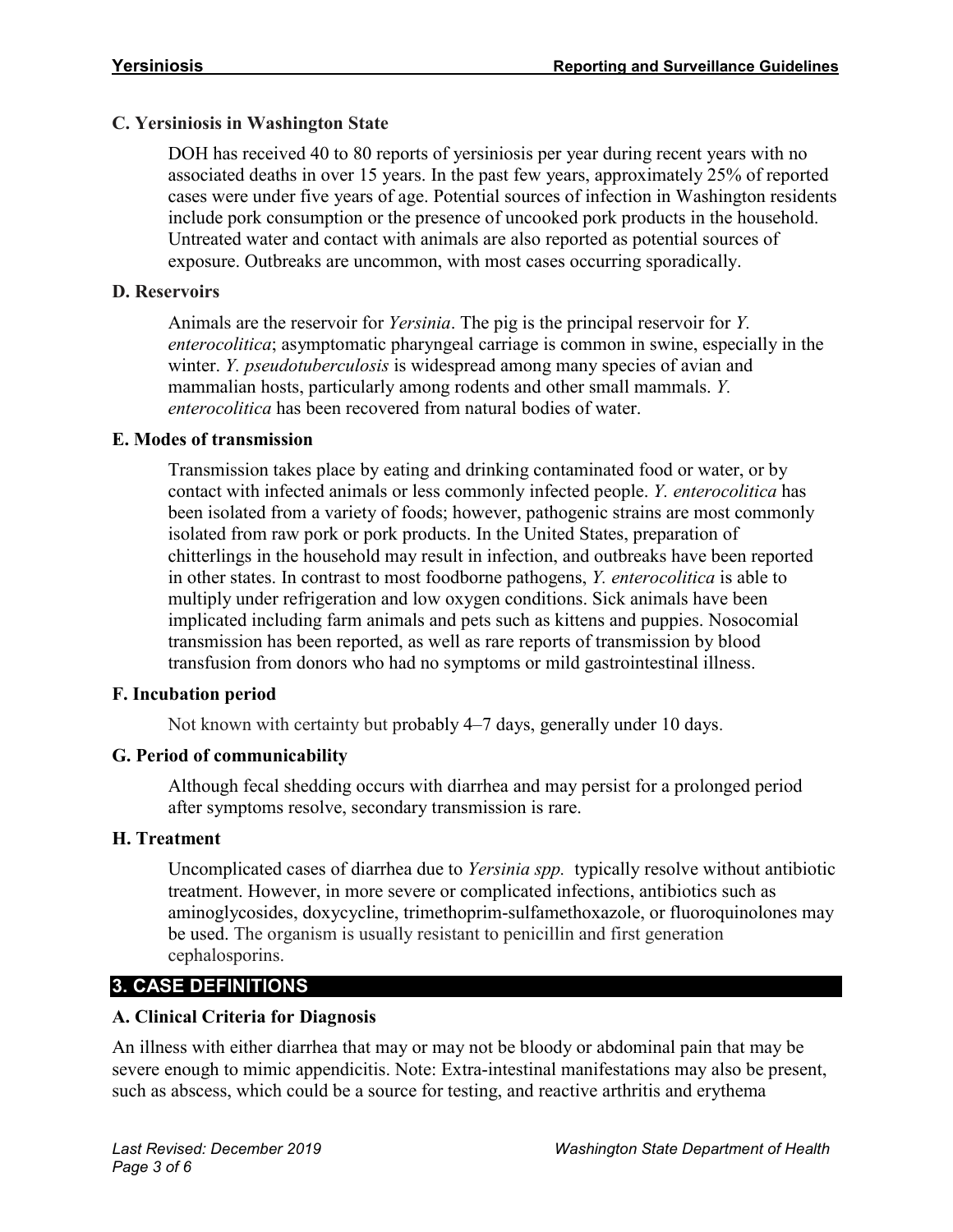### C. Yersiniosis in Washington State

DOH has received 40 to 80 reports of yersiniosis per year during recent years with no associated deaths in over 15 years. In the past few years, approximately 25% of reported cases were under five years of age. Potential sources of infection in Washington residents include pork consumption or the presence of uncooked pork products in the household. Untreated water and contact with animals are also reported as potential sources of exposure. Outbreaks are uncommon, with most cases occurring sporadically.

### D. Reservoirs

Animals are the reservoir for *Yersinia*. The pig is the principal reservoir for *Y. enterocolitica*; asymptomatic pharyngeal carriage is common in swine, especially in the winter. *Y. pseudotuberculosis* is widespread among many species of avian and mammalian hosts, particularly among rodents and other small mammals. *Y. enterocolitica* has been recovered from natural bodies of water.

### E. Modes of transmission

Transmission takes place by eating and drinking contaminated food or water, or by contact with infected animals or less commonly infected people. *Y. enterocolitica* has been isolated from a variety of foods; however, pathogenic strains are most commonly isolated from raw pork or pork products. In the United States, preparation of chitterlings in the household may result in infection, and outbreaks have been reported in other states. In contrast to most foodborne pathogens, *Y. enterocolitica* is able to multiply under refrigeration and low oxygen conditions. Sick animals have been implicated including farm animals and pets such as kittens and puppies. Nosocomial transmission has been reported, as well as rare reports of transmission by blood transfusion from donors who had no symptoms or mild gastrointestinal illness.

### F. Incubation period

Not known with certainty but probably 4–7 days, generally under 10 days.

### G. Period of communicability

Although fecal shedding occurs with diarrhea and may persist for a prolonged period after symptoms resolve, secondary transmission is rare.

### H. Treatment

Uncomplicated cases of diarrhea due to *Yersinia spp.* typically resolve without antibiotic treatment. However, in more severe or complicated infections, antibiotics such as aminoglycosides, doxycycline, trimethoprim-sulfamethoxazole, or fluoroquinolones may be used. The organism is usually resistant to penicillin and first generation cephalosporins.

## 3. CASE DEFINITIONS

### A. Clinical Criteria for Diagnosis

An illness with either diarrhea that may or may not be bloody or abdominal pain that may be severe enough to mimic appendicitis. Note: Extra-intestinal manifestations may also be present, such as abscess, which could be a source for testing, and reactive arthritis and erythema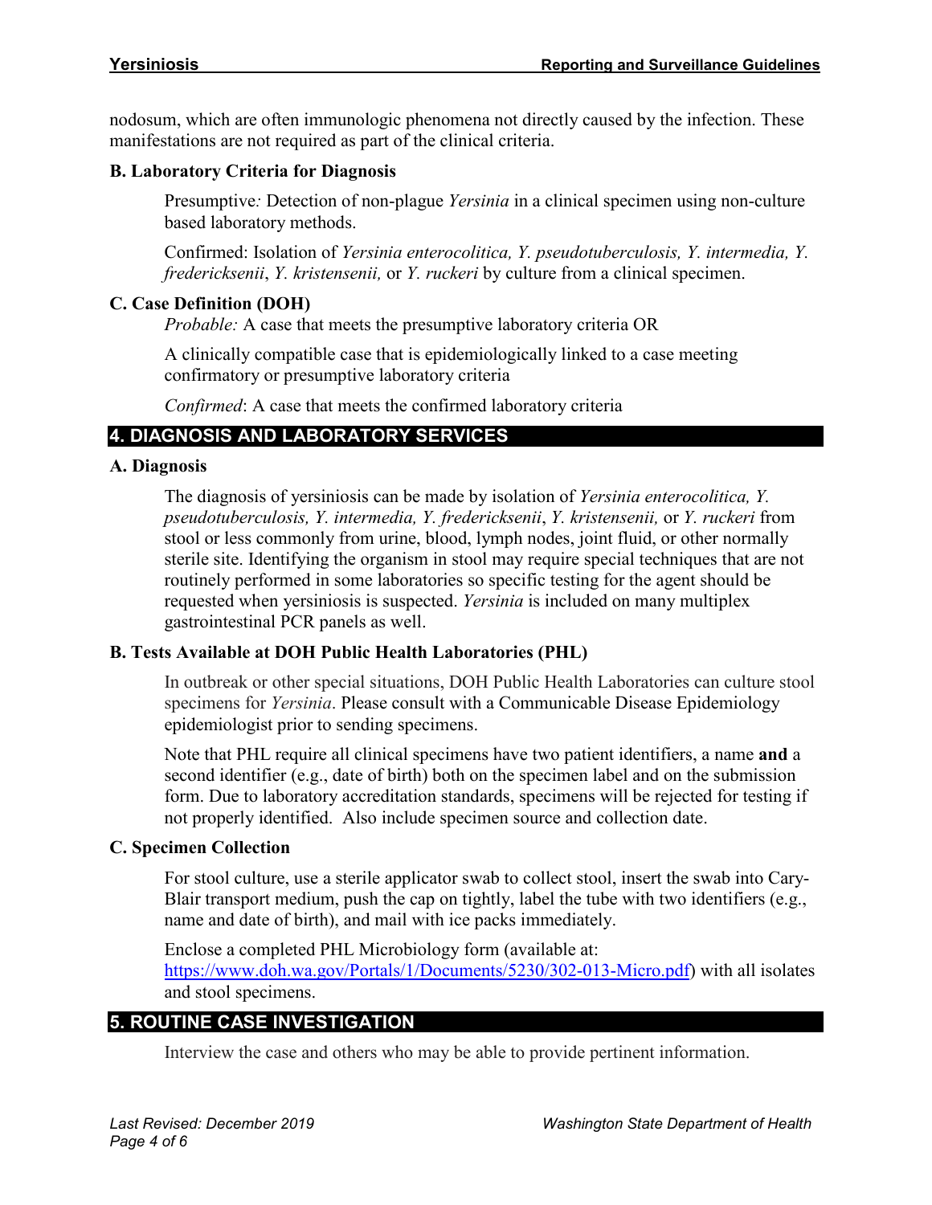nodosum, which are often immunologic phenomena not directly caused by the infection. These manifestations are not required as part of the clinical criteria.

### B. Laboratory Criteria for Diagnosis

Presumptive*:* Detection of non-plague *Yersinia* in a clinical specimen using non-culture based laboratory methods.

Confirmed: Isolation of *Yersinia enterocolitica, Y. pseudotuberculosis, Y. intermedia, Y. fredericksenii*, *Y. kristensenii,* or *Y. ruckeri* by culture from a clinical specimen.

### C. Case Definition (DOH)

*Probable:* A case that meets the presumptive laboratory criteria OR

A clinically compatible case that is epidemiologically linked to a case meeting confirmatory or presumptive laboratory criteria

*Confirmed*: A case that meets the confirmed laboratory criteria

## 4. DIAGNOSIS AND LABORATORY SERVICES

### A. Diagnosis

The diagnosis of yersiniosis can be made by isolation of *Yersinia enterocolitica, Y. pseudotuberculosis, Y. intermedia, Y. fredericksenii*, *Y. kristensenii,* or *Y. ruckeri* from stool or less commonly from urine, blood, lymph nodes, joint fluid, or other normally sterile site. Identifying the organism in stool may require special techniques that are not routinely performed in some laboratories so specific testing for the agent should be requested when yersiniosis is suspected. *Yersinia* is included on many multiplex gastrointestinal PCR panels as well.

### B. Tests Available at DOH Public Health Laboratories (PHL)

In outbreak or other special situations, DOH Public Health Laboratories can culture stool specimens for *Yersinia*. Please consult with a Communicable Disease Epidemiology epidemiologist prior to sending specimens.

Note that PHL require all clinical specimens have two patient identifiers, a name **and** a second identifier (e.g., date of birth) both on the specimen label and on the submission form. Due to laboratory accreditation standards, specimens will be rejected for testing if not properly identified. Also include specimen source and collection date.

### C. Specimen Collection

For stool culture, use a sterile applicator swab to collect stool, insert the swab into Cary-Blair transport medium, push the cap on tightly, label the tube with two identifiers (e.g., name and date of birth), and mail with ice packs immediately.

Enclose a completed PHL Microbiology form (available at: https://www.doh.wa.gov/Portals/1/Documents/5230/302-013-Micro.pdf) with all isolates and stool specimens.

## 5. ROUTINE CASE INVESTIGATION

Interview the case and others who may be able to provide pertinent information.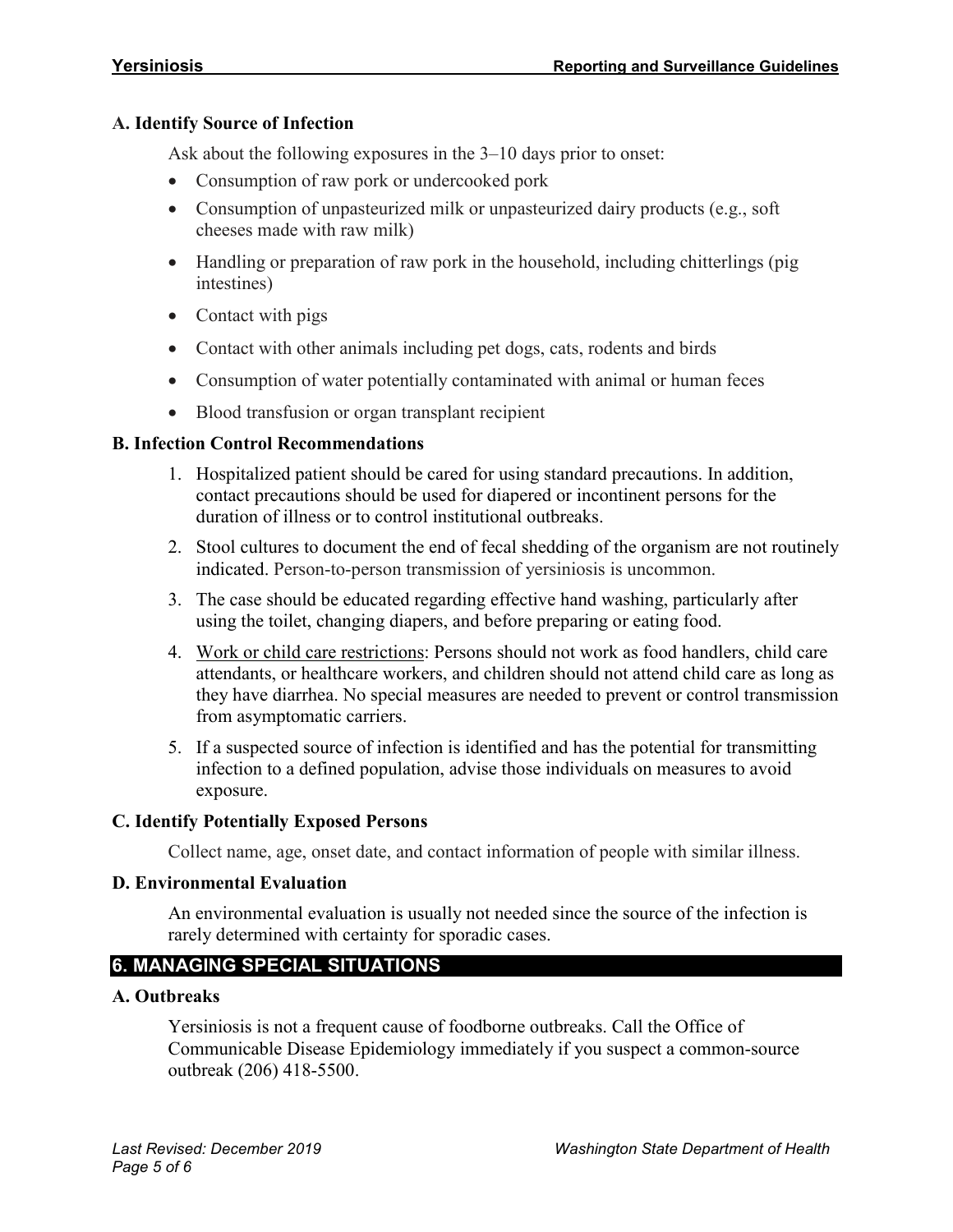### A. Identify Source of Infection

Ask about the following exposures in the 3–10 days prior to onset:

- Consumption of raw pork or undercooked pork
- Consumption of unpasteurized milk or unpasteurized dairy products (e.g., soft cheeses made with raw milk)
- Handling or preparation of raw pork in the household, including chitterlings (pig intestines)
- Contact with pigs
- Contact with other animals including pet dogs, cats, rodents and birds
- Consumption of water potentially contaminated with animal or human feces
- Blood transfusion or organ transplant recipient

### B. Infection Control Recommendations

1. Hospitalized patient should be cared for using standard precautions. In addition, contact precautions should be used for diapered or incontinent persons for the duration of illness or to control institutional outbreaks.
2. Stool cultures to document the end of fecal shedding of the organism are not routinely indicated. Person-to-person transmission of yersiniosis is uncommon.
3. The case should be educated regarding effective hand washing, particularly after using the toilet, changing diapers, and before preparing or eating food.
4. Work or child care restrictions: Persons should not work as food handlers, child care attendants, or healthcare workers, and children should not attend child care as long as they have diarrhea. No special measures are needed to prevent or control transmission from asymptomatic carriers.
5. If a suspected source of infection is identified and has the potential for transmitting infection to a defined population, advise those individuals on measures to avoid exposure.

### C. Identify Potentially Exposed Persons

Collect name, age, onset date, and contact information of people with similar illness.

### D. Environmental Evaluation

An environmental evaluation is usually not needed since the source of the infection is rarely determined with certainty for sporadic cases.

## 6. MANAGING SPECIAL SITUATIONS

### A. Outbreaks

Yersiniosis is not a frequent cause of foodborne outbreaks. Call the Office of Communicable Disease Epidemiology immediately if you suspect a common-source outbreak (206) 418-5500.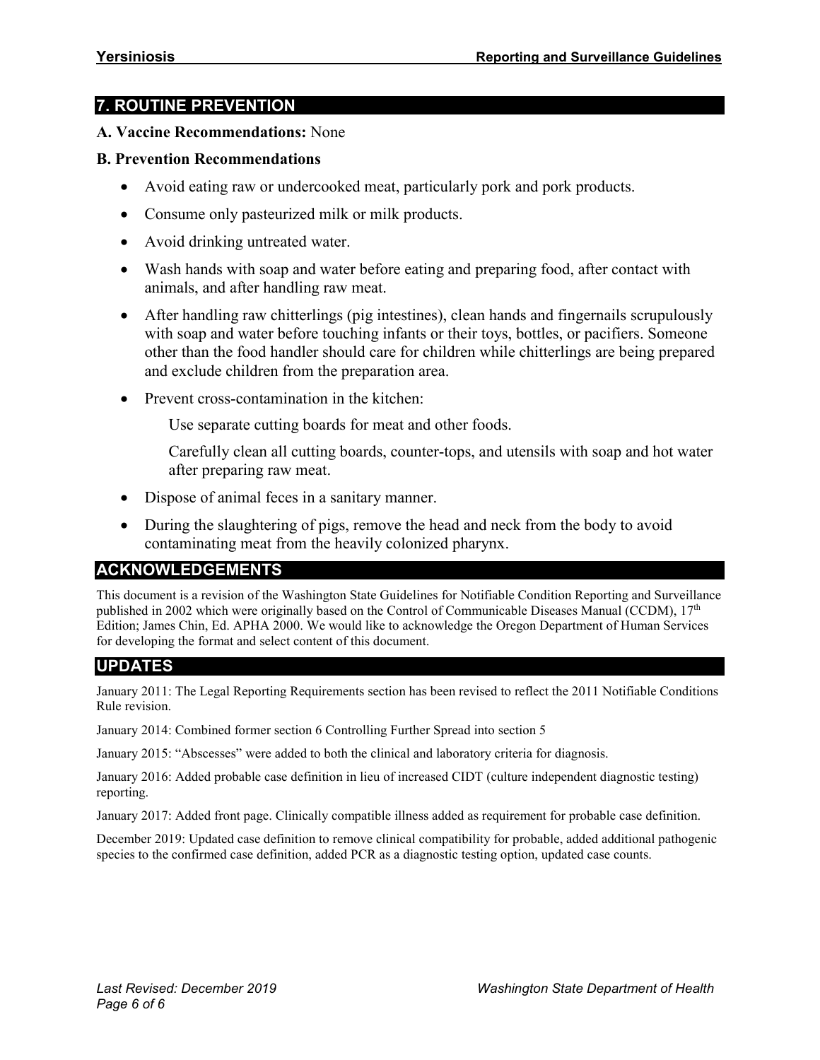## 7. ROUTINE PREVENTION

**A. Vaccine Recommendations:** None

**B. Prevention Recommendations**

- Avoid eating raw or undercooked meat, particularly pork and pork products.
- Consume only pasteurized milk or milk products.
- Avoid drinking untreated water.
- Wash hands with soap and water before eating and preparing food, after contact with animals, and after handling raw meat.
- After handling raw chitterlings (pig intestines), clean hands and fingernails scrupulously with soap and water before touching infants or their toys, bottles, or pacifiers. Someone other than the food handler should care for children while chitterlings are being prepared and exclude children from the preparation area.
- Prevent cross-contamination in the kitchen:

  Use separate cutting boards for meat and other foods.

  Carefully clean all cutting boards, counter-tops, and utensils with soap and hot water after preparing raw meat.

- Dispose of animal feces in a sanitary manner.
- During the slaughtering of pigs, remove the head and neck from the body to avoid contaminating meat from the heavily colonized pharynx.

## ACKNOWLEDGEMENTS

This document is a revision of the Washington State Guidelines for Notifiable Condition Reporting and Surveillance published in 2002 which were originally based on the Control of Communicable Diseases Manual (CCDM), 17th Edition; James Chin, Ed. APHA 2000. We would like to acknowledge the Oregon Department of Human Services for developing the format and select content of this document.

## UPDATES

January 2011: The Legal Reporting Requirements section has been revised to reflect the 2011 Notifiable Conditions Rule revision.

January 2014: Combined former section 6 Controlling Further Spread into section 5

January 2015: "Abscesses" were added to both the clinical and laboratory criteria for diagnosis.

January 2016: Added probable case definition in lieu of increased CIDT (culture independent diagnostic testing) reporting.

January 2017: Added front page. Clinically compatible illness added as requirement for probable case definition.

December 2019: Updated case definition to remove clinical compatibility for probable, added additional pathogenic species to the confirmed case definition, added PCR as a diagnostic testing option, updated case counts.